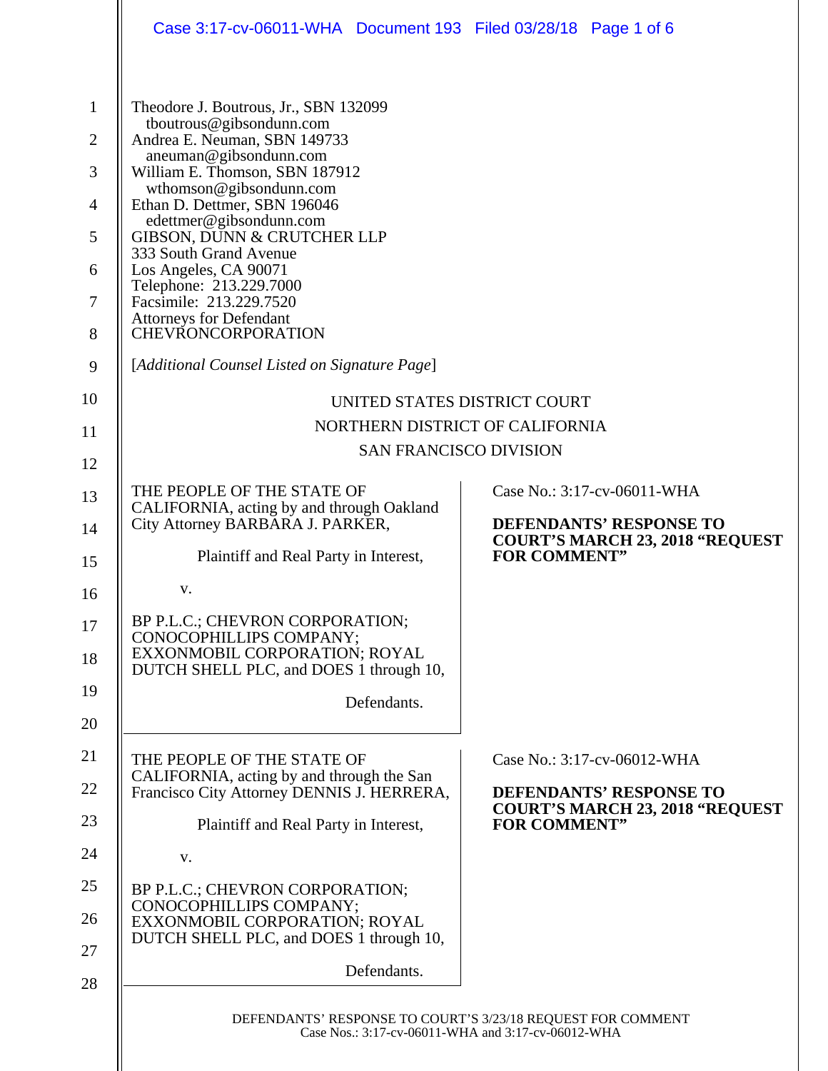Theodore J. Boutrous, Jr., SBN 132099
tboutrous@gibsondunn.com
Andrea E. Neuman, SBN 149733
aneuman@gibsondunn.com
William E. Thomson, SBN 187912
wthomson@gibsondunn.com
Ethan D. Dettmer, SBN 196046
edettmer@gibsondunn.com
GIBSON, DUNN & CRUTCHER LLP
333 South Grand Avenue
Los Angeles, CA 90071
Telephone: 213.229.7000
Facsimile: 213.229.7520
Attorneys for Defendant
CHEVRONCORPORATION

[*Additional Counsel Listed on Signature Page*]

UNITED STATES DISTRICT COURT
NORTHERN DISTRICT OF CALIFORNIA
SAN FRANCISCO DIVISION

THE PEOPLE OF THE STATE OF CALIFORNIA, acting by and through Oakland City Attorney BARBARA J. PARKER,

Plaintiff and Real Party in Interest,

v.

BP P.L.C.; CHEVRON CORPORATION; CONOCOPHILLIPS COMPANY; EXXONMOBIL CORPORATION; ROYAL DUTCH SHELL PLC, and DOES 1 through 10,

Defendants.

Case No.: 3:17-cv-06011-WHA

**DEFENDANTS' RESPONSE TO COURT'S MARCH 23, 2018 "REQUEST FOR COMMENT"**

THE PEOPLE OF THE STATE OF CALIFORNIA, acting by and through the San Francisco City Attorney DENNIS J. HERRERA,

Plaintiff and Real Party in Interest,

v.

BP P.L.C.; CHEVRON CORPORATION; CONOCOPHILLIPS COMPANY; EXXONMOBIL CORPORATION; ROYAL DUTCH SHELL PLC, and DOES 1 through 10,

Defendants.

Case No.: 3:17-cv-06012-WHA

**DEFENDANTS' RESPONSE TO COURT'S MARCH 23, 2018 "REQUEST FOR COMMENT"**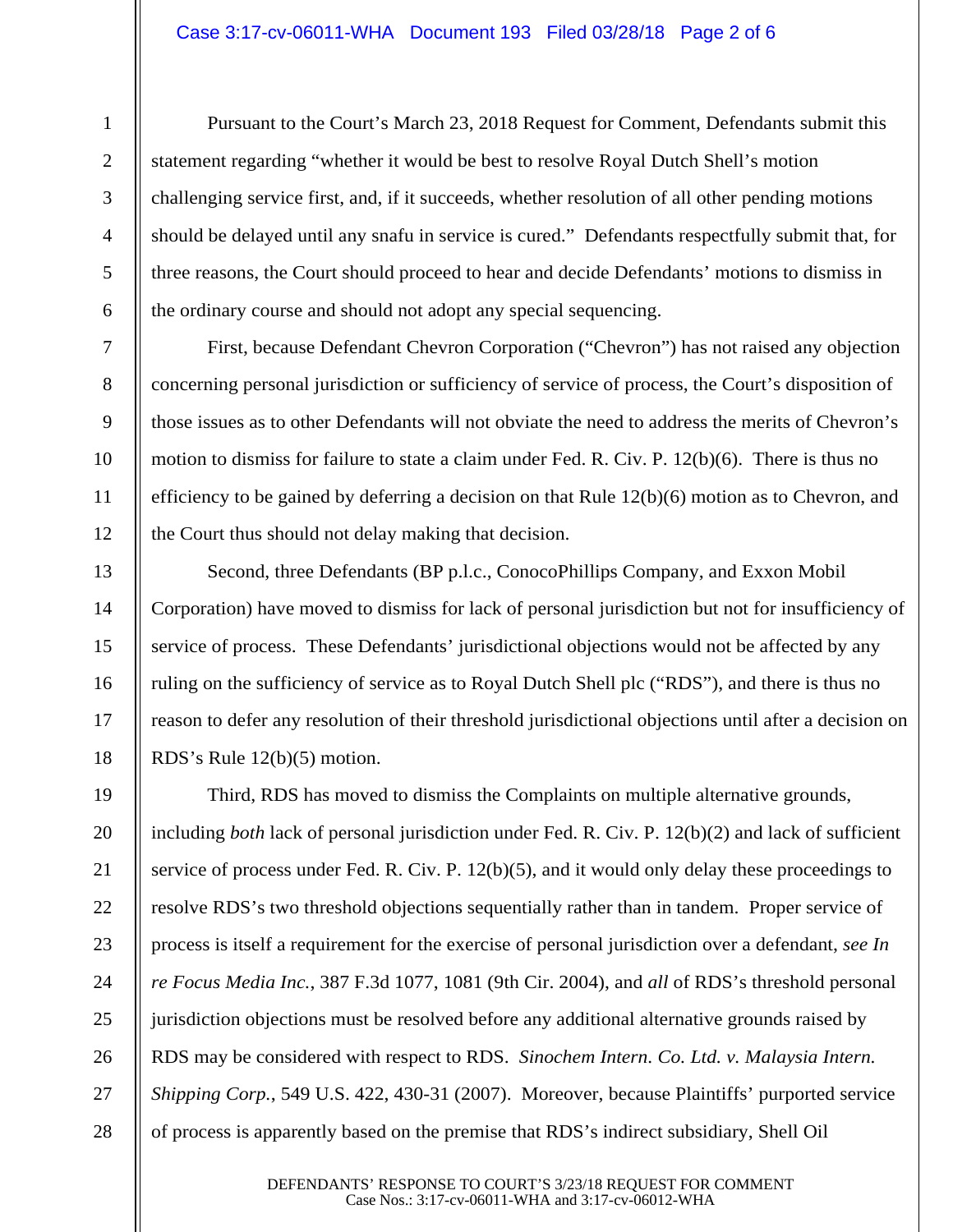Pursuant to the Court's March 23, 2018 Request for Comment, Defendants submit this statement regarding "whether it would be best to resolve Royal Dutch Shell's motion challenging service first, and, if it succeeds, whether resolution of all other pending motions should be delayed until any snafu in service is cured." Defendants respectfully submit that, for three reasons, the Court should proceed to hear and decide Defendants' motions to dismiss in the ordinary course and should not adopt any special sequencing.

First, because Defendant Chevron Corporation ("Chevron") has not raised any objection concerning personal jurisdiction or sufficiency of service of process, the Court's disposition of those issues as to other Defendants will not obviate the need to address the merits of Chevron's motion to dismiss for failure to state a claim under Fed. R. Civ. P. 12(b)(6). There is thus no efficiency to be gained by deferring a decision on that Rule 12(b)(6) motion as to Chevron, and the Court thus should not delay making that decision.

Second, three Defendants (BP p.l.c., ConocoPhillips Company, and Exxon Mobil Corporation) have moved to dismiss for lack of personal jurisdiction but not for insufficiency of service of process. These Defendants' jurisdictional objections would not be affected by any ruling on the sufficiency of service as to Royal Dutch Shell plc ("RDS"), and there is thus no reason to defer any resolution of their threshold jurisdictional objections until after a decision on RDS's Rule 12(b)(5) motion.

Third, RDS has moved to dismiss the Complaints on multiple alternative grounds, including *both* lack of personal jurisdiction under Fed. R. Civ. P. 12(b)(2) and lack of sufficient service of process under Fed. R. Civ. P. 12(b)(5), and it would only delay these proceedings to resolve RDS's two threshold objections sequentially rather than in tandem. Proper service of process is itself a requirement for the exercise of personal jurisdiction over a defendant, *see In re Focus Media Inc.*, 387 F.3d 1077, 1081 (9th Cir. 2004), and *all* of RDS's threshold personal jurisdiction objections must be resolved before any additional alternative grounds raised by RDS may be considered with respect to RDS. *Sinochem Intern. Co. Ltd. v. Malaysia Intern. Shipping Corp.*, 549 U.S. 422, 430-31 (2007). Moreover, because Plaintiffs' purported service of process is apparently based on the premise that RDS's indirect subsidiary, Shell Oil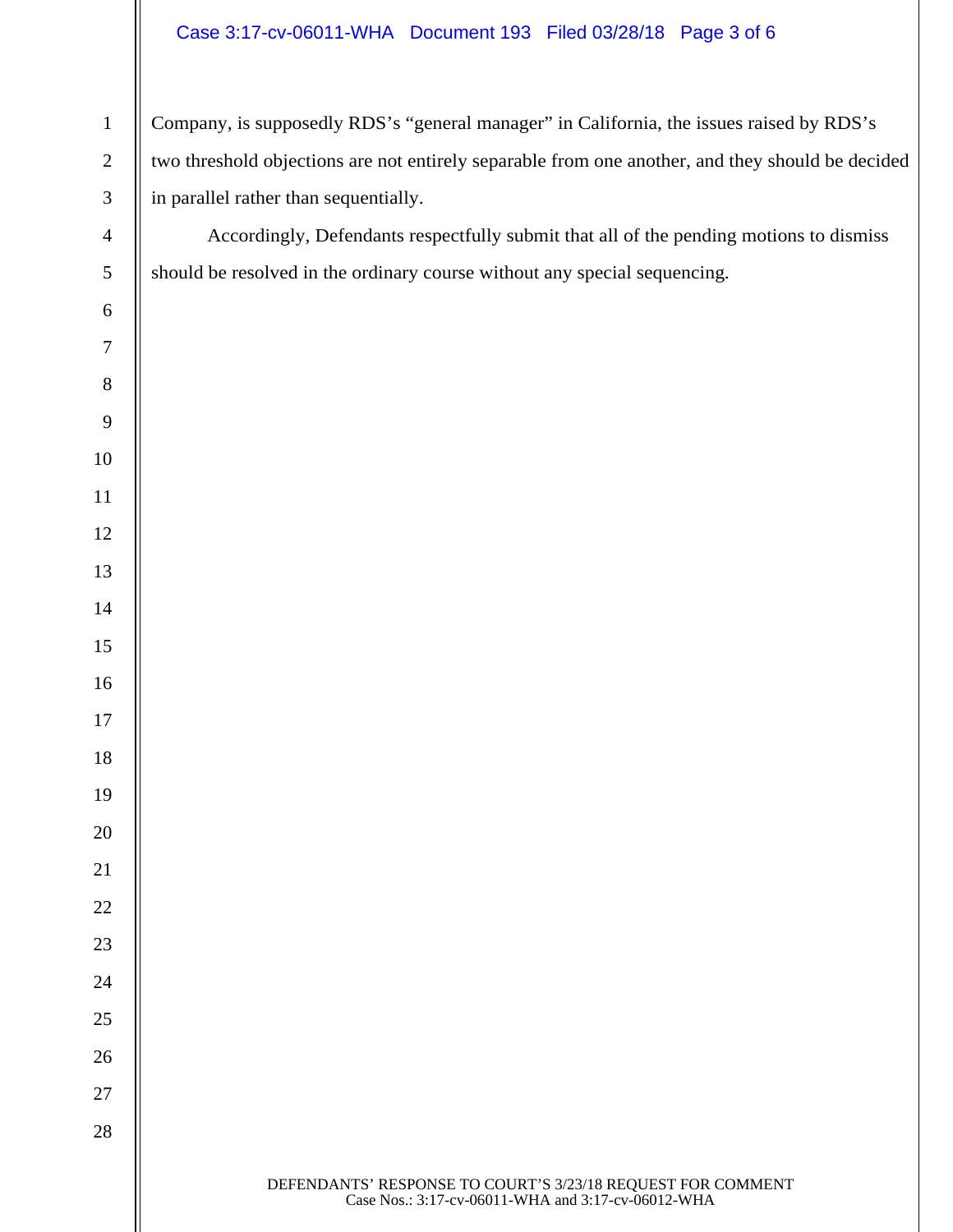Company, is supposedly RDS's "general manager" in California, the issues raised by RDS's two threshold objections are not entirely separable from one another, and they should be decided in parallel rather than sequentially.

Accordingly, Defendants respectfully submit that all of the pending motions to dismiss should be resolved in the ordinary course without any special sequencing.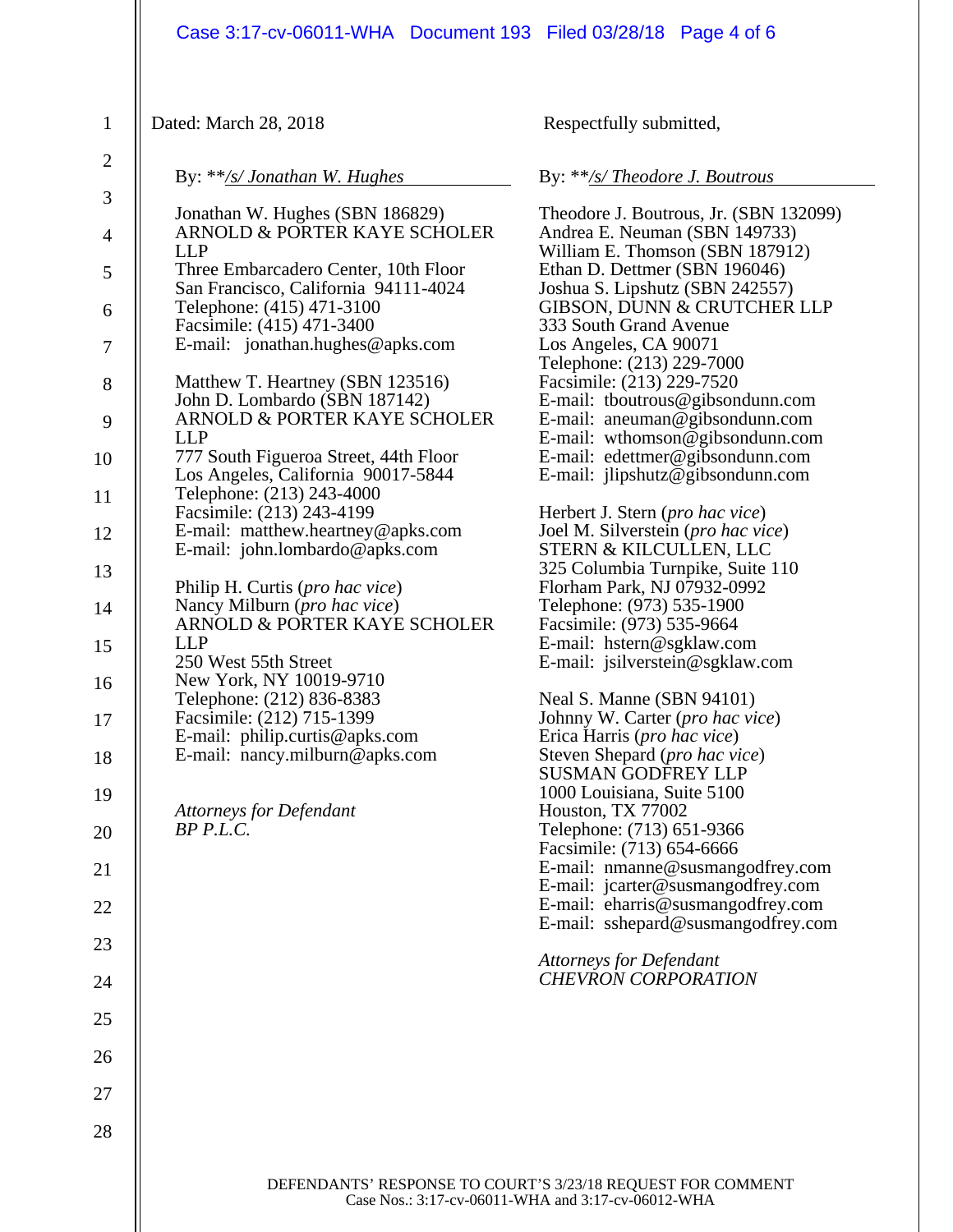Dated: March 28, 2018

Respectfully submitted,

By: \*\*/s/ Jonathan W. Hughes

Jonathan W. Hughes (SBN 186829)
ARNOLD & PORTER KAYE SCHOLER LLP
Three Embarcadero Center, 10th Floor
San Francisco, California 94111-4024
Telephone: (415) 471-3100
Facsimile: (415) 471-3400
E-mail: jonathan.hughes@apks.com

Matthew T. Heartney (SBN 123516)
John D. Lombardo (SBN 187142)
ARNOLD & PORTER KAYE SCHOLER LLP
777 South Figueroa Street, 44th Floor
Los Angeles, California 90017-5844
Telephone: (213) 243-4000
Facsimile: (213) 243-4199
E-mail: matthew.heartney@apks.com
E-mail: john.lombardo@apks.com

Philip H. Curtis (*pro hac vice*)
Nancy Milburn (*pro hac vice*)
ARNOLD & PORTER KAYE SCHOLER LLP
250 West 55th Street
New York, NY 10019-9710
Telephone: (212) 836-8383
Facsimile: (212) 715-1399
E-mail: philip.curtis@apks.com
E-mail: nancy.milburn@apks.com

*Attorneys for Defendant*
*BP P.L.C.*

By: \*\*/s/ Theodore J. Boutrous

Theodore J. Boutrous, Jr. (SBN 132099)
Andrea E. Neuman (SBN 149733)
William E. Thomson (SBN 187912)
Ethan D. Dettmer (SBN 196046)
Joshua S. Lipshutz (SBN 242557)
GIBSON, DUNN & CRUTCHER LLP
333 South Grand Avenue
Los Angeles, CA 90071
Telephone: (213) 229-7000
Facsimile: (213) 229-7520
E-mail: tboutrous@gibsondunn.com
E-mail: aneuman@gibsondunn.com
E-mail: wthomson@gibsondunn.com
E-mail: edettmer@gibsondunn.com
E-mail: jlipshutz@gibsondunn.com

Herbert J. Stern (*pro hac vice*)
Joel M. Silverstein (*pro hac vice*)
STERN & KILCULLEN, LLC
325 Columbia Turnpike, Suite 110
Florham Park, NJ 07932-0992
Telephone: (973) 535-1900
Facsimile: (973) 535-9664
E-mail: hstern@sgklaw.com
E-mail: jsilverstein@sgklaw.com

Neal S. Manne (SBN 94101)
Johnny W. Carter (*pro hac vice*)
Erica Harris (*pro hac vice*)
Steven Shepard (*pro hac vice*)
SUSMAN GODFREY LLP
1000 Louisiana, Suite 5100
Houston, TX 77002
Telephone: (713) 651-9366
Facsimile: (713) 654-6666
E-mail: nmanne@susmangodfrey.com
E-mail: jcarter@susmangodfrey.com
E-mail: eharris@susmangodfrey.com
E-mail: sshepard@susmangodfrey.com

*Attorneys for Defendant*
*CHEVRON CORPORATION*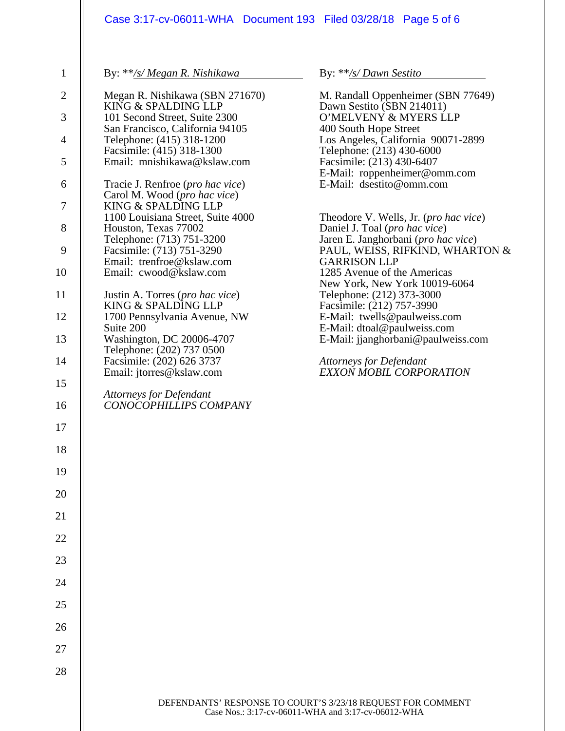By: \*\**/s/ Megan R. Nishikawa*

Megan R. Nishikawa (SBN 271670)
KING & SPALDING LLP
101 Second Street, Suite 2300
San Francisco, California 94105
Telephone: (415) 318-1200
Facsimile: (415) 318-1300
Email: mnishikawa@kslaw.com

Tracie J. Renfroe (*pro hac vice*)
Carol M. Wood (*pro hac vice*)
KING & SPALDING LLP
1100 Louisiana Street, Suite 4000
Houston, Texas 77002
Telephone: (713) 751-3200
Facsimile: (713) 751-3290
Email: trenfroe@kslaw.com
Email: cwood@kslaw.com

Justin A. Torres (*pro hac vice*)
KING & SPALDING LLP
1700 Pennsylvania Avenue, NW
Suite 200
Washington, DC 20006-4707
Telephone: (202) 737 0500
Facsimile: (202) 626 3737
Email: jtorres@kslaw.com

*Attorneys for Defendant*
*CONOCOPHILLIPS COMPANY*

By: \*\**/s/ Dawn Sestito*

M. Randall Oppenheimer (SBN 77649)
Dawn Sestito (SBN 214011)
O'MELVENY & MYERS LLP
400 South Hope Street
Los Angeles, California 90071-2899
Telephone: (213) 430-6000
Facsimile: (213) 430-6407
E-Mail: roppenheimer@omm.com
E-Mail: dsestito@omm.com

Theodore V. Wells, Jr. (*pro hac vice*)
Daniel J. Toal (*pro hac vice*)
Jaren E. Janghorbani (*pro hac vice*)
PAUL, WEISS, RIFKIND, WHARTON & GARRISON LLP
1285 Avenue of the Americas
New York, New York 10019-6064
Telephone: (212) 373-3000
Facsimile: (212) 757-3990
E-Mail: twells@paulweiss.com
E-Mail: dtoal@paulweiss.com
E-Mail: jjanghorbani@paulweiss.com

*Attorneys for Defendant*
*EXXON MOBIL CORPORATION*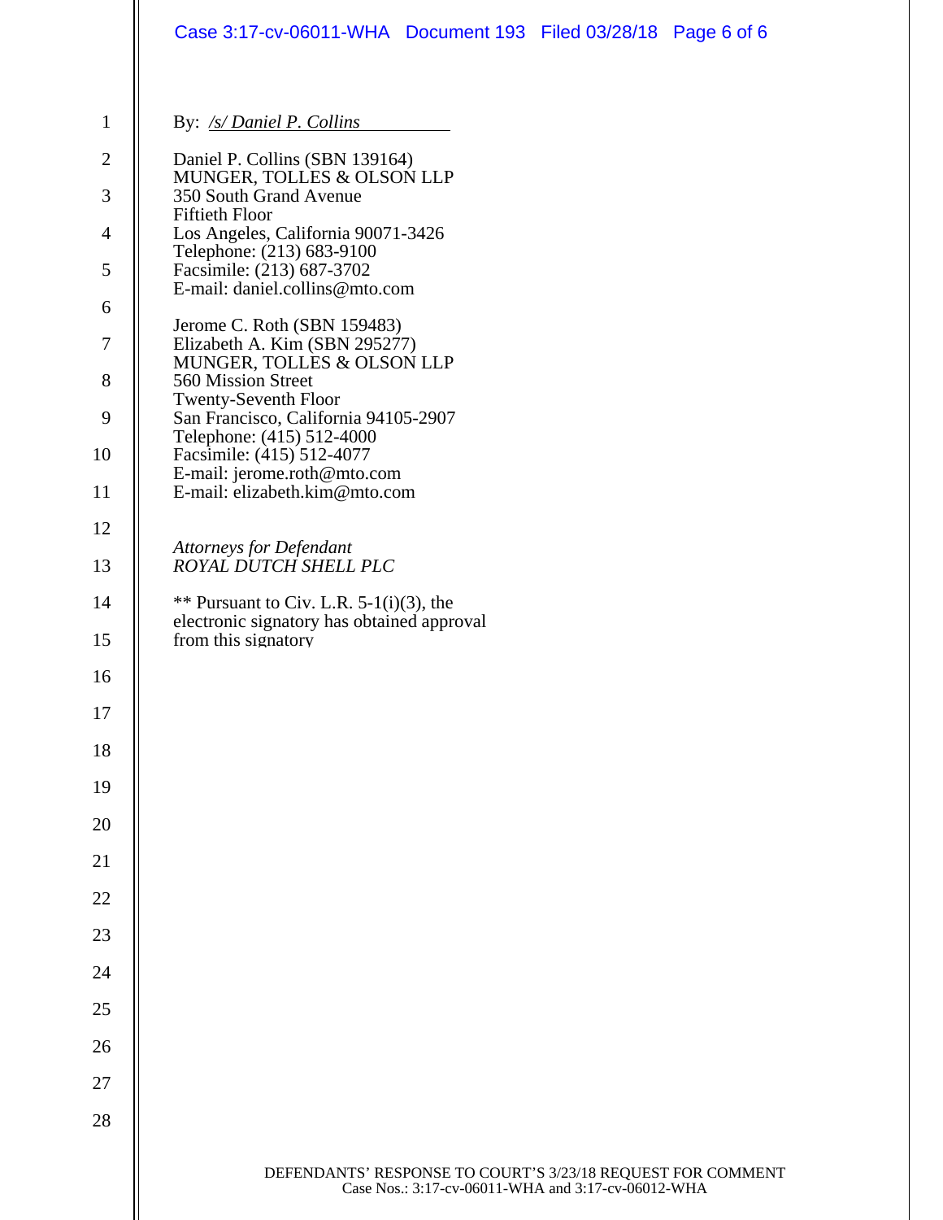By: */s/ Daniel P. Collins*

Daniel P. Collins (SBN 139164)
MUNGER, TOLLES & OLSON LLP
350 South Grand Avenue
Fiftieth Floor
Los Angeles, California 90071-3426
Telephone: (213) 683-9100
Facsimile: (213) 687-3702
E-mail: daniel.collins@mto.com

Jerome C. Roth (SBN 159483)
Elizabeth A. Kim (SBN 295277)
MUNGER, TOLLES & OLSON LLP
560 Mission Street
Twenty-Seventh Floor
San Francisco, California 94105-2907
Telephone: (415) 512-4000
Facsimile: (415) 512-4077
E-mail: jerome.roth@mto.com
E-mail: elizabeth.kim@mto.com

*Attorneys for Defendant*
*ROYAL DUTCH SHELL PLC*

** Pursuant to Civ. L.R. 5-1(i)(3), the electronic signatory has obtained approval from this signatory